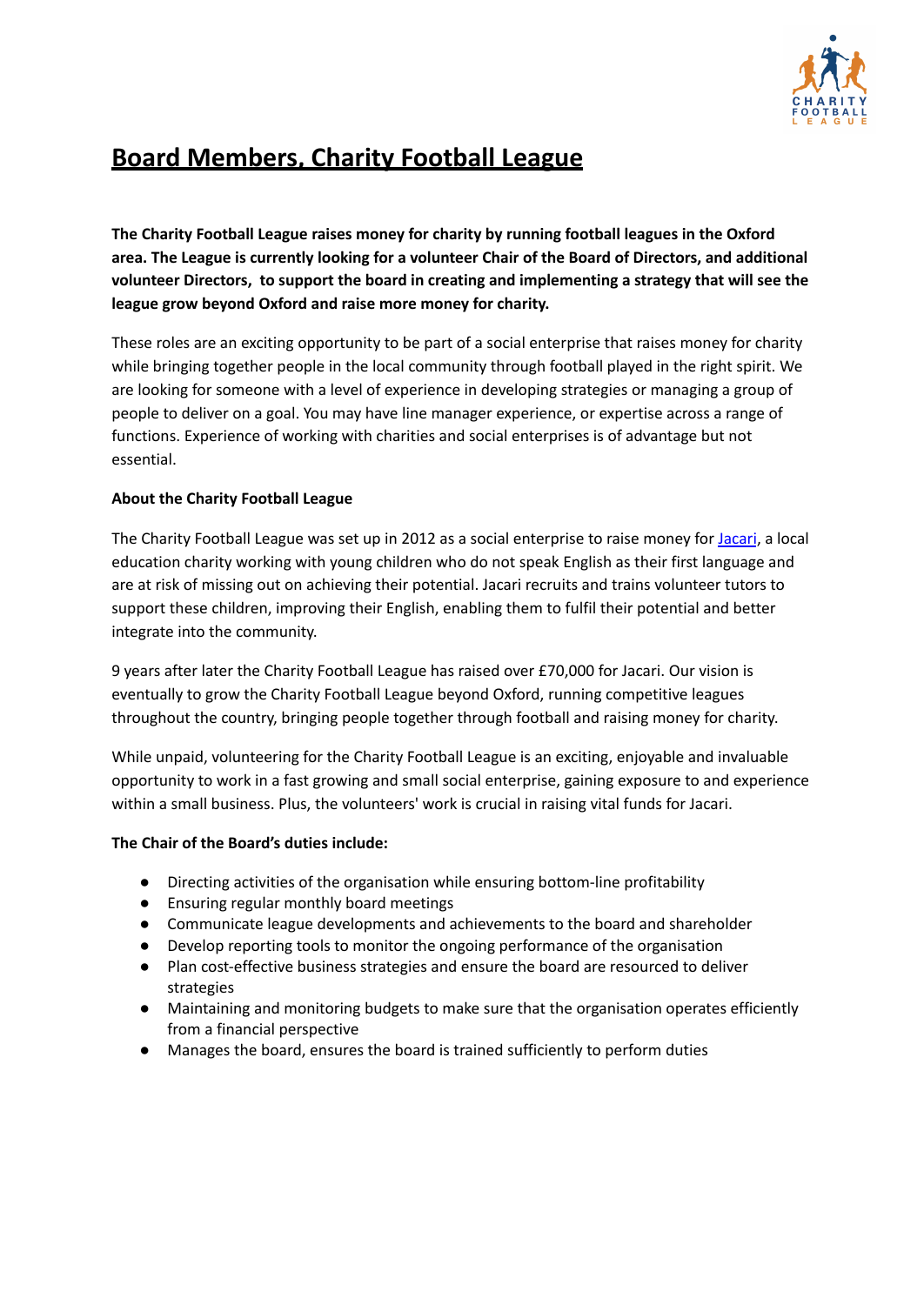# Board Members, Charity Football League

**The Charity Football League raises money for charity by running football leagues in the Oxford area. The League is currently looking for a volunteer Chair of the Board of Directors, and additional volunteer Directors, to support the board in creating and implementing a strategy that will see the league grow beyond Oxford and raise more money for charity.**

These roles are an exciting opportunity to be part of a social enterprise that raises money for charity while bringing together people in the local community through football played in the right spirit. We are looking for someone with a level of experience in developing strategies or managing a group of people to deliver on a goal. You may have line manager experience, or expertise across a range of functions. Experience of working with charities and social enterprises is of advantage but not essential.

**About the Charity Football League**

The Charity Football League was set up in 2012 as a social enterprise to raise money for Jacari, a local education charity working with young children who do not speak English as their first language and are at risk of missing out on achieving their potential. Jacari recruits and trains volunteer tutors to support these children, improving their English, enabling them to fulfil their potential and better integrate into the community.

9 years after later the Charity Football League has raised over £70,000 for Jacari. Our vision is eventually to grow the Charity Football League beyond Oxford, running competitive leagues throughout the country, bringing people together through football and raising money for charity.

While unpaid, volunteering for the Charity Football League is an exciting, enjoyable and invaluable opportunity to work in a fast growing and small social enterprise, gaining exposure to and experience within a small business. Plus, the volunteers' work is crucial in raising vital funds for Jacari.

**The Chair of the Board's duties include:**

- Directing activities of the organisation while ensuring bottom-line profitability
- Ensuring regular monthly board meetings
- Communicate league developments and achievements to the board and shareholder
- Develop reporting tools to monitor the ongoing performance of the organisation
- Plan cost-effective business strategies and ensure the board are resourced to deliver strategies
- Maintaining and monitoring budgets to make sure that the organisation operates efficiently from a financial perspective
- Manages the board, ensures the board is trained sufficiently to perform duties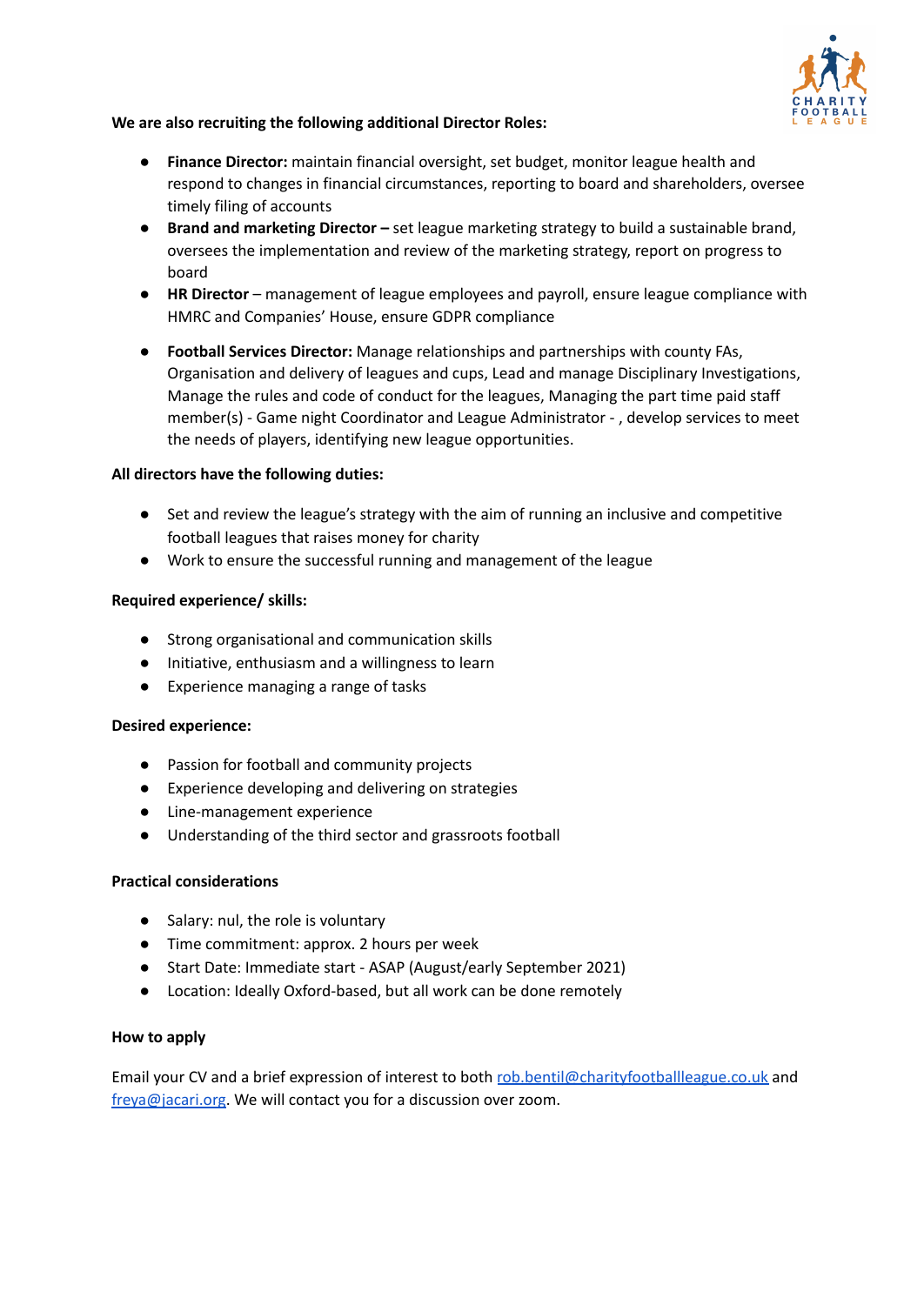**We are also recruiting the following additional Director Roles:**

- **Finance Director:** maintain financial oversight, set budget, monitor league health and respond to changes in financial circumstances, reporting to board and shareholders, oversee timely filing of accounts
- **Brand and marketing Director –** set league marketing strategy to build a sustainable brand, oversees the implementation and review of the marketing strategy, report on progress to board
- **HR Director** – management of league employees and payroll, ensure league compliance with HMRC and Companies' House, ensure GDPR compliance
- **Football Services Director:** Manage relationships and partnerships with county FAs, Organisation and delivery of leagues and cups, Lead and manage Disciplinary Investigations, Manage the rules and code of conduct for the leagues, Managing the part time paid staff member(s) - Game night Coordinator and League Administrator - , develop services to meet the needs of players, identifying new league opportunities.

**All directors have the following duties:**

- Set and review the league's strategy with the aim of running an inclusive and competitive football leagues that raises money for charity
- Work to ensure the successful running and management of the league

**Required experience/ skills:**

- Strong organisational and communication skills
- Initiative, enthusiasm and a willingness to learn
- Experience managing a range of tasks

**Desired experience:**

- Passion for football and community projects
- Experience developing and delivering on strategies
- Line-management experience
- Understanding of the third sector and grassroots football

**Practical considerations**

- Salary: nul, the role is voluntary
- Time commitment: approx. 2 hours per week
- Start Date: Immediate start - ASAP (August/early September 2021)
- Location: Ideally Oxford-based, but all work can be done remotely

**How to apply**

Email your CV and a brief expression of interest to both rob.bentil@charityfootballleague.co.uk and freya@jacari.org. We will contact you for a discussion over zoom.